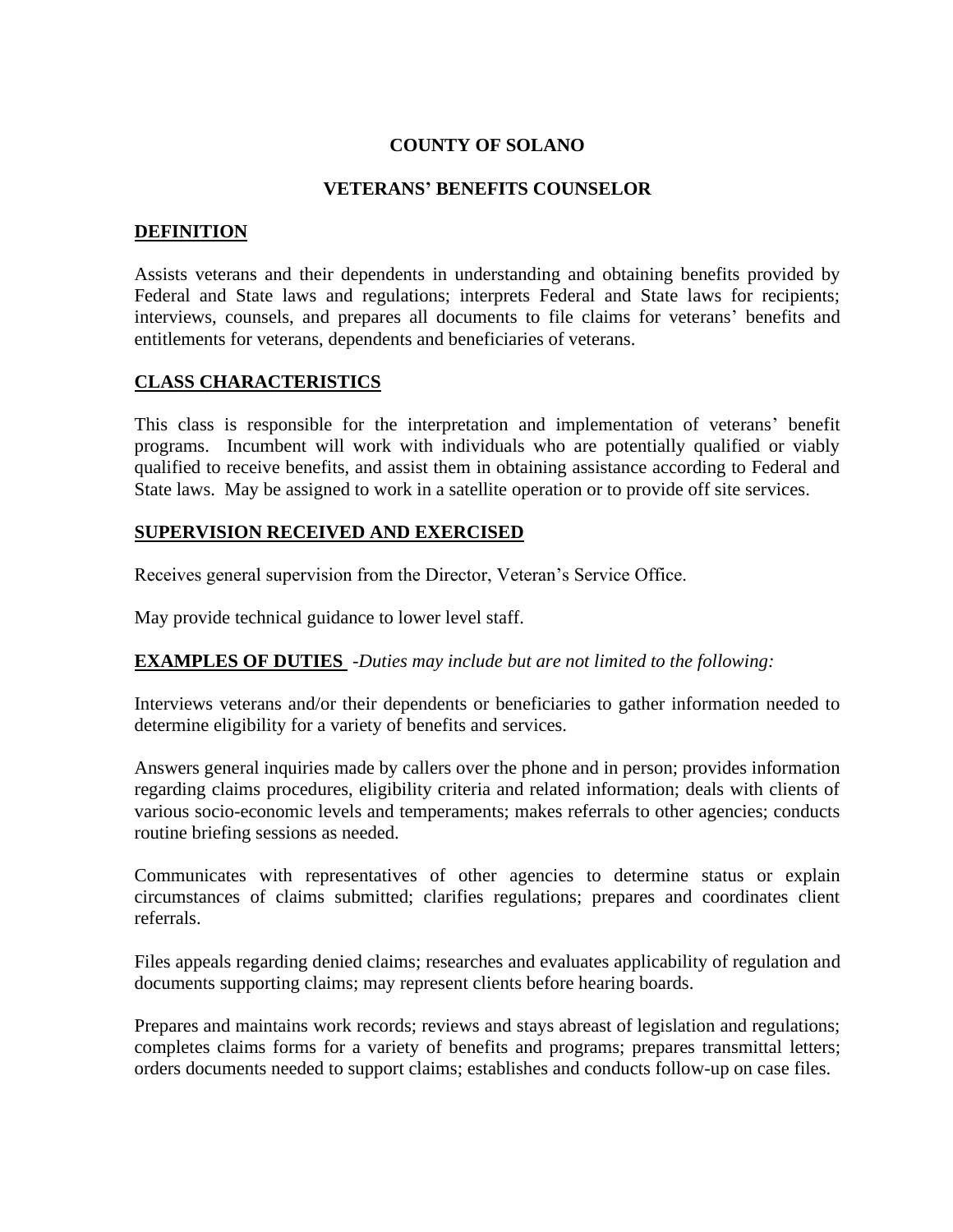# COUNTY OF SOLANO

# VETERANS' BENEFITS COUNSELOR

## DEFINITION

Assists veterans and their dependents in understanding and obtaining benefits provided by Federal and State laws and regulations; interprets Federal and State laws for recipients; interviews, counsels, and prepares all documents to file claims for veterans' benefits and entitlements for veterans, dependents and beneficiaries of veterans.

## CLASS CHARACTERISTICS

This class is responsible for the interpretation and implementation of veterans' benefit programs. Incumbent will work with individuals who are potentially qualified or viably qualified to receive benefits, and assist them in obtaining assistance according to Federal and State laws. May be assigned to work in a satellite operation or to provide off site services.

## SUPERVISION RECEIVED AND EXERCISED

Receives general supervision from the Director, Veteran's Service Office.

May provide technical guidance to lower level staff.

## EXAMPLES OF DUTIES *-Duties may include but are not limited to the following:*

Interviews veterans and/or their dependents or beneficiaries to gather information needed to determine eligibility for a variety of benefits and services.

Answers general inquiries made by callers over the phone and in person; provides information regarding claims procedures, eligibility criteria and related information; deals with clients of various socio-economic levels and temperaments; makes referrals to other agencies; conducts routine briefing sessions as needed.

Communicates with representatives of other agencies to determine status or explain circumstances of claims submitted; clarifies regulations; prepares and coordinates client referrals.

Files appeals regarding denied claims; researches and evaluates applicability of regulation and documents supporting claims; may represent clients before hearing boards.

Prepares and maintains work records; reviews and stays abreast of legislation and regulations; completes claims forms for a variety of benefits and programs; prepares transmittal letters; orders documents needed to support claims; establishes and conducts follow-up on case files.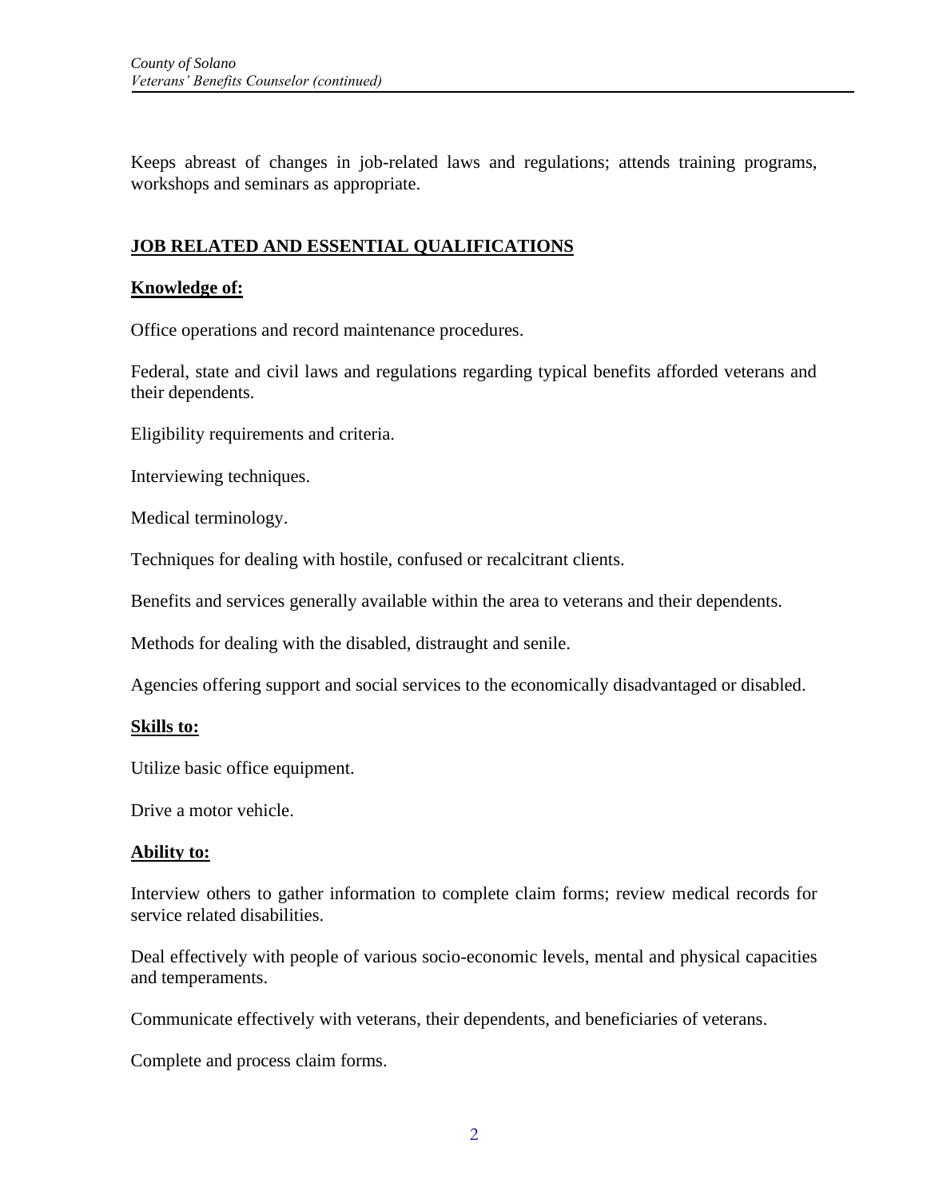Keeps abreast of changes in job-related laws and regulations; attends training programs, workshops and seminars as appropriate.

## JOB RELATED AND ESSENTIAL QUALIFICATIONS

### Knowledge of:

Office operations and record maintenance procedures.

Federal, state and civil laws and regulations regarding typical benefits afforded veterans and their dependents.

Eligibility requirements and criteria.

Interviewing techniques.

Medical terminology.

Techniques for dealing with hostile, confused or recalcitrant clients.

Benefits and services generally available within the area to veterans and their dependents.

Methods for dealing with the disabled, distraught and senile.

Agencies offering support and social services to the economically disadvantaged or disabled.

### Skills to:

Utilize basic office equipment.

Drive a motor vehicle.

### Ability to:

Interview others to gather information to complete claim forms; review medical records for service related disabilities.

Deal effectively with people of various socio-economic levels, mental and physical capacities and temperaments.

Communicate effectively with veterans, their dependents, and beneficiaries of veterans.

Complete and process claim forms.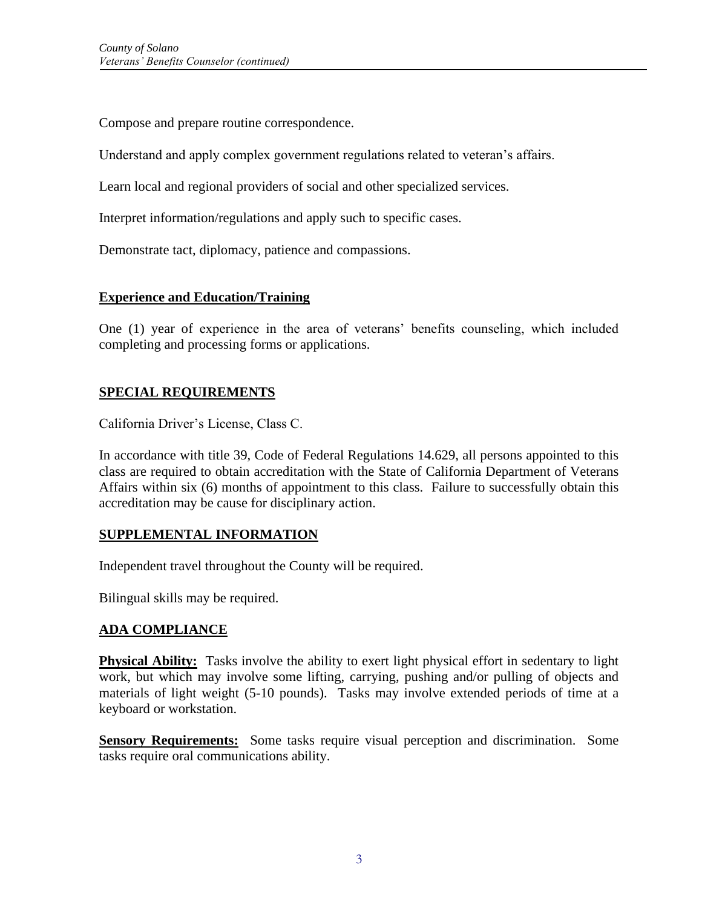Compose and prepare routine correspondence.

Understand and apply complex government regulations related to veteran's affairs.

Learn local and regional providers of social and other specialized services.

Interpret information/regulations and apply such to specific cases.

Demonstrate tact, diplomacy, patience and compassions.

## Experience and Education/Training

One (1) year of experience in the area of veterans' benefits counseling, which included completing and processing forms or applications.

## SPECIAL REQUIREMENTS

California Driver's License, Class C.

In accordance with title 39, Code of Federal Regulations 14.629, all persons appointed to this class are required to obtain accreditation with the State of California Department of Veterans Affairs within six (6) months of appointment to this class. Failure to successfully obtain this accreditation may be cause for disciplinary action.

## SUPPLEMENTAL INFORMATION

Independent travel throughout the County will be required.

Bilingual skills may be required.

## ADA COMPLIANCE

**Physical Ability:** Tasks involve the ability to exert light physical effort in sedentary to light work, but which may involve some lifting, carrying, pushing and/or pulling of objects and materials of light weight (5-10 pounds). Tasks may involve extended periods of time at a keyboard or workstation.

**Sensory Requirements:** Some tasks require visual perception and discrimination. Some tasks require oral communications ability.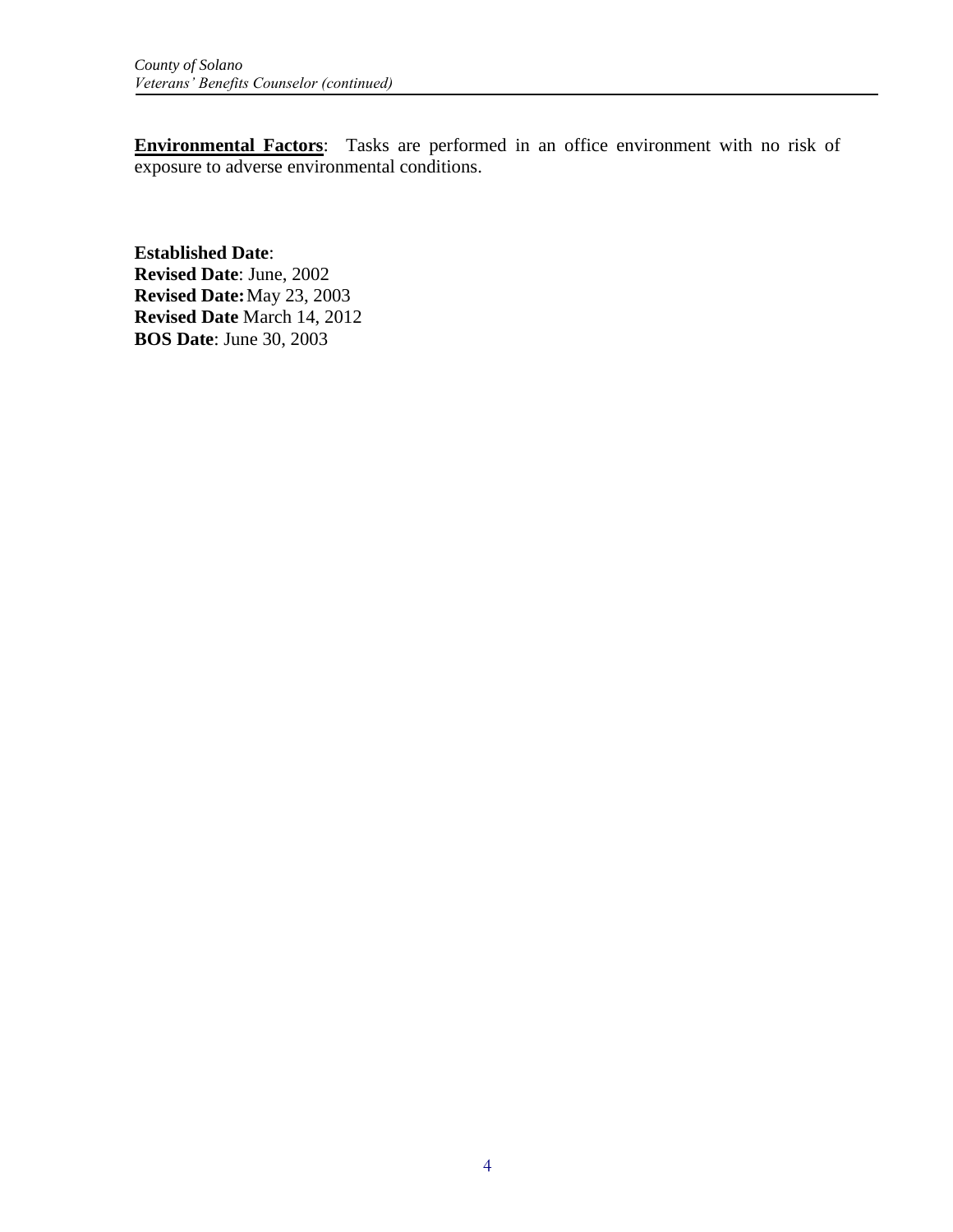**Environmental Factors**: Tasks are performed in an office environment with no risk of exposure to adverse environmental conditions.

**Established Date**:  
**Revised Date**: June, 2002  
**Revised Date:** May 23, 2003  
**Revised Date** March 14, 2012  
**BOS Date**: June 30, 2003